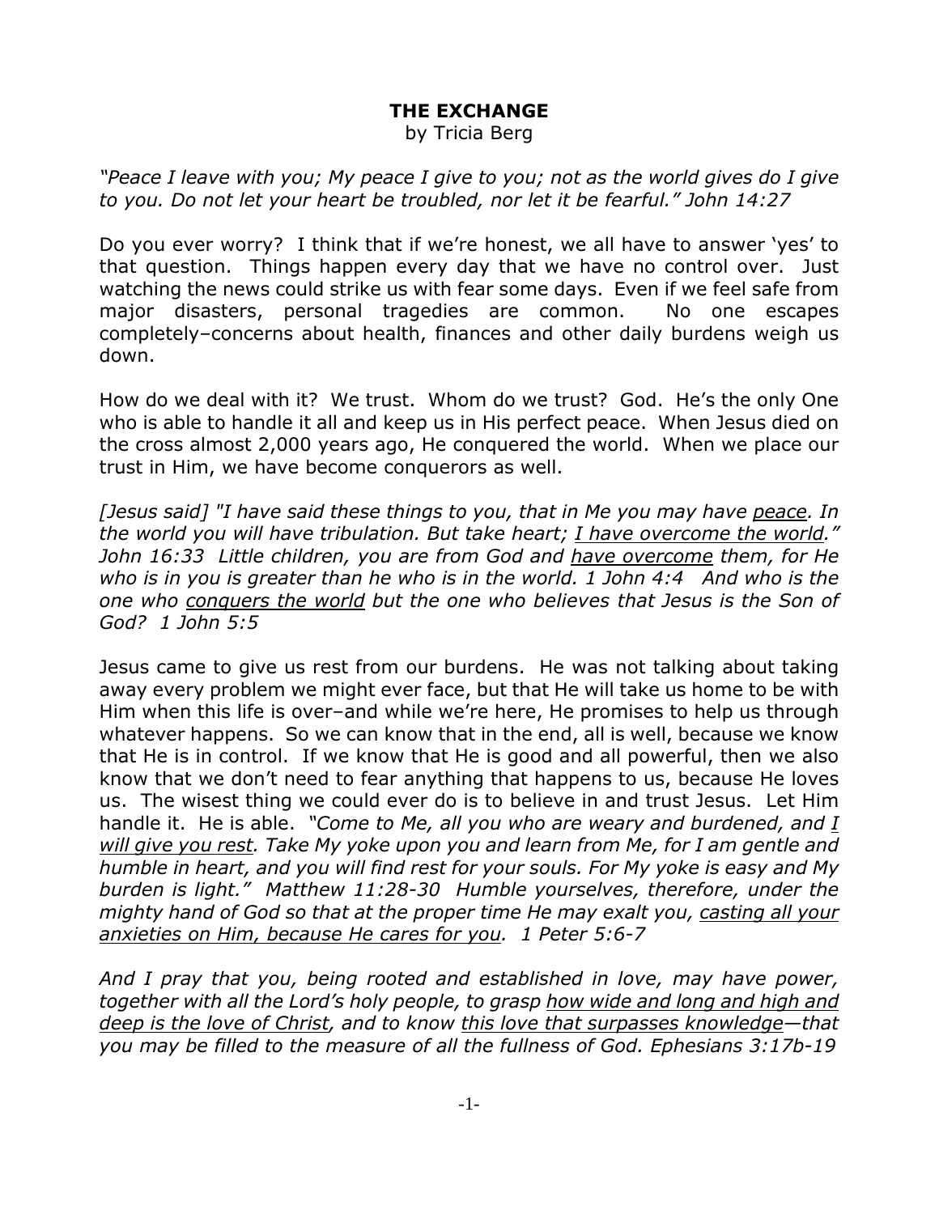# THE EXCHANGE

by Tricia Berg

*"Peace I leave with you; My peace I give to you; not as the world gives do I give to you. Do not let your heart be troubled, nor let it be fearful." John 14:27*

Do you ever worry? I think that if we're honest, we all have to answer 'yes' to that question. Things happen every day that we have no control over. Just watching the news could strike us with fear some days. Even if we feel safe from major disasters, personal tragedies are common. No one escapes completely–concerns about health, finances and other daily burdens weigh us down.

How do we deal with it? We trust. Whom do we trust? God. He's the only One who is able to handle it all and keep us in His perfect peace. When Jesus died on the cross almost 2,000 years ago, He conquered the world. When we place our trust in Him, we have become conquerors as well.

*[Jesus said] "I have said these things to you, that in Me you may have <u>peace</u>. In the world you will have tribulation. But take heart; <u>I have overcome the world</u>." John 16:33 Little children, you are from God and <u>have overcome</u> them, for He who is in you is greater than he who is in the world. 1 John 4:4 And who is the one who <u>conquers the world</u> but the one who believes that Jesus is the Son of God? 1 John 5:5*

Jesus came to give us rest from our burdens. He was not talking about taking away every problem we might ever face, but that He will take us home to be with Him when this life is over–and while we're here, He promises to help us through whatever happens. So we can know that in the end, all is well, because we know that He is in control. If we know that He is good and all powerful, then we also know that we don't need to fear anything that happens to us, because He loves us. The wisest thing we could ever do is to believe in and trust Jesus. Let Him handle it. He is able. *"Come to Me, all you who are weary and burdened, and <u>I will give you rest</u>. Take My yoke upon you and learn from Me, for I am gentle and humble in heart, and you will find rest for your souls. For My yoke is easy and My burden is light." Matthew 11:28-30 Humble yourselves, therefore, under the mighty hand of God so that at the proper time He may exalt you, <u>casting all your anxieties on Him, because He cares for you</u>. 1 Peter 5:6-7*

*And I pray that you, being rooted and established in love, may have power, together with all the Lord's holy people, to grasp <u>how wide and long and high and deep is the love of Christ</u>, and to know <u>this love that surpasses knowledge</u>—that you may be filled to the measure of all the fullness of God. Ephesians 3:17b-19*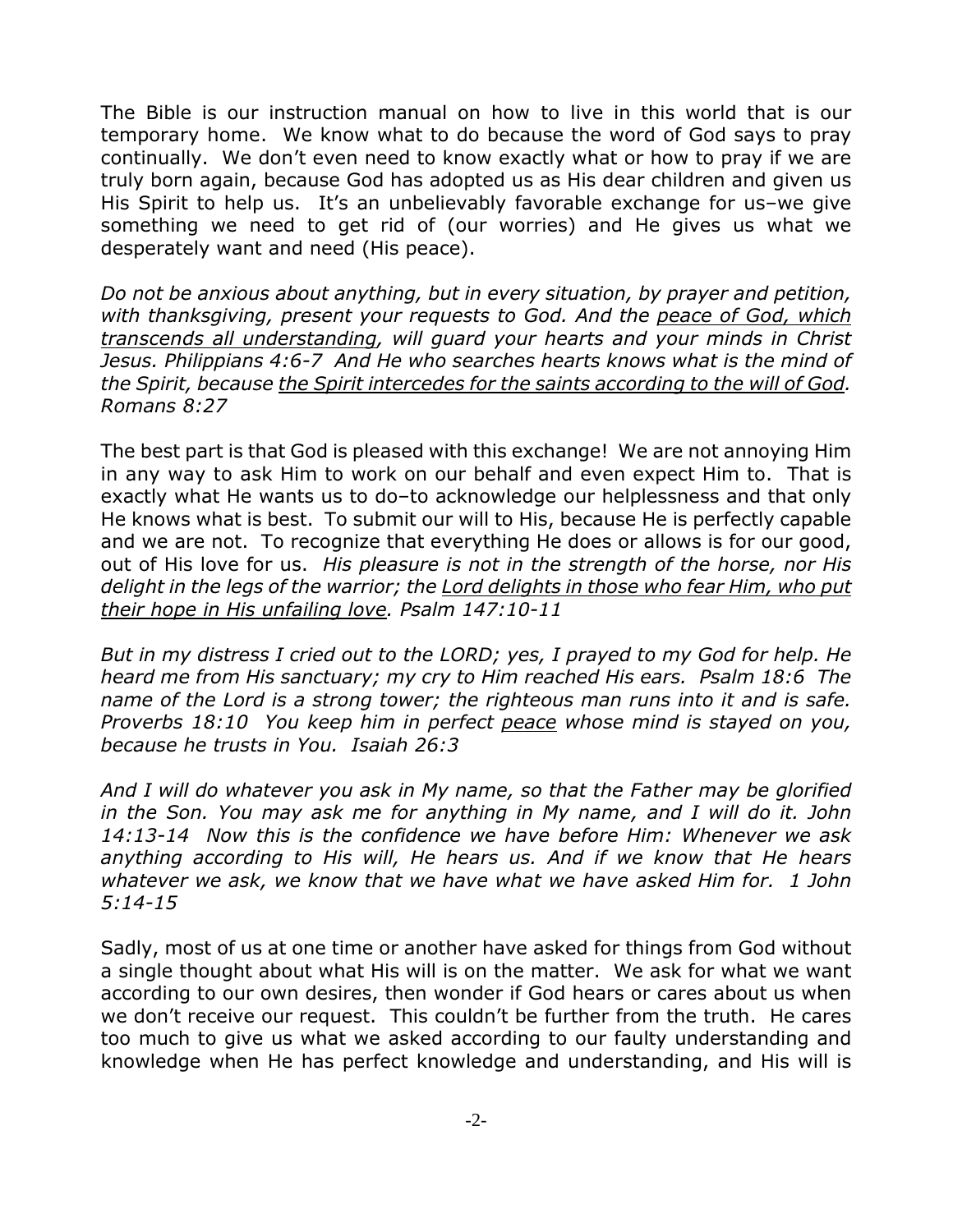The Bible is our instruction manual on how to live in this world that is our temporary home. We know what to do because the word of God says to pray continually. We don't even need to know exactly what or how to pray if we are truly born again, because God has adopted us as His dear children and given us His Spirit to help us. It's an unbelievably favorable exchange for us–we give something we need to get rid of (our worries) and He gives us what we desperately want and need (His peace).

*Do not be anxious about anything, but in every situation, by prayer and petition, with thanksgiving, present your requests to God. And the <u>peace of God, which transcends all understanding</u>, will guard your hearts and your minds in Christ Jesus. Philippians 4:6-7 And He who searches hearts knows what is the mind of the Spirit, because <u>the Spirit intercedes for the saints according to the will of God</u>. Romans 8:27*

The best part is that God is pleased with this exchange! We are not annoying Him in any way to ask Him to work on our behalf and even expect Him to. That is exactly what He wants us to do–to acknowledge our helplessness and that only He knows what is best. To submit our will to His, because He is perfectly capable and we are not. To recognize that everything He does or allows is for our good, out of His love for us. *His pleasure is not in the strength of the horse, nor His delight in the legs of the warrior; the <u>Lord delights in those who fear Him, who put their hope in His unfailing love</u>. Psalm 147:10-11*

*But in my distress I cried out to the LORD; yes, I prayed to my God for help. He heard me from His sanctuary; my cry to Him reached His ears. Psalm 18:6 The name of the Lord is a strong tower; the righteous man runs into it and is safe. Proverbs 18:10 You keep him in perfect <u>peace</u> whose mind is stayed on you, because he trusts in You. Isaiah 26:3*

*And I will do whatever you ask in My name, so that the Father may be glorified in the Son. You may ask me for anything in My name, and I will do it. John 14:13-14 Now this is the confidence we have before Him: Whenever we ask anything according to His will, He hears us. And if we know that He hears whatever we ask, we know that we have what we have asked Him for. 1 John 5:14-15*

Sadly, most of us at one time or another have asked for things from God without a single thought about what His will is on the matter. We ask for what we want according to our own desires, then wonder if God hears or cares about us when we don't receive our request. This couldn't be further from the truth. He cares too much to give us what we asked according to our faulty understanding and knowledge when He has perfect knowledge and understanding, and His will is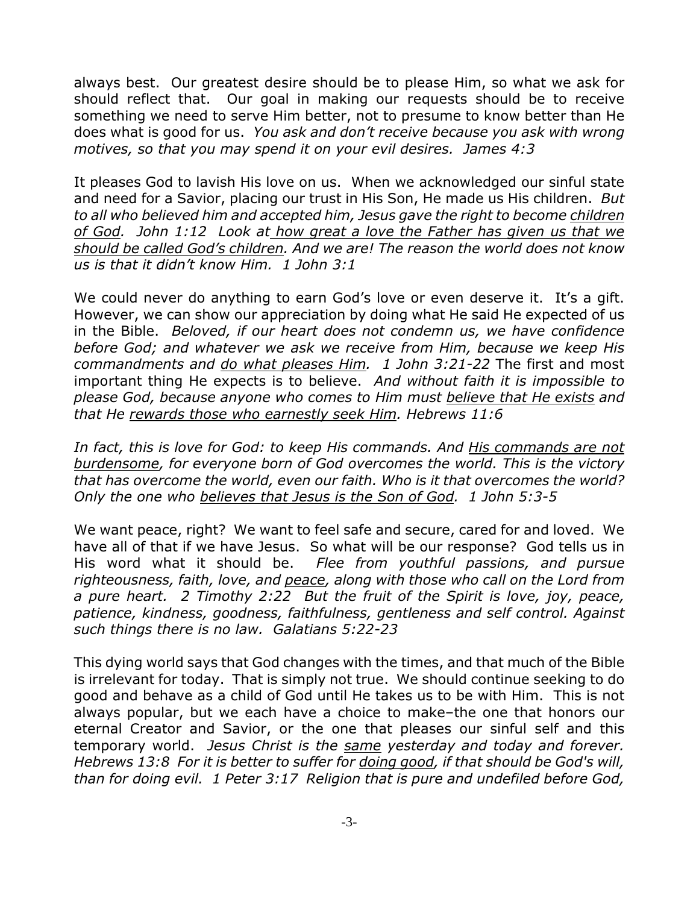always best. Our greatest desire should be to please Him, so what we ask for should reflect that. Our goal in making our requests should be to receive something we need to serve Him better, not to presume to know better than He does what is good for us. *You ask and don't receive because you ask with wrong motives, so that you may spend it on your evil desires. James 4:3*

It pleases God to lavish His love on us. When we acknowledged our sinful state and need for a Savior, placing our trust in His Son, He made us His children. *But to all who believed him and accepted him, Jesus gave the right to become <u>children of God</u>. John 1:12 Look at <u>how great a love the Father has given us that we should be called God's children</u>. And we are! The reason the world does not know us is that it didn't know Him. 1 John 3:1*

We could never do anything to earn God's love or even deserve it. It's a gift. However, we can show our appreciation by doing what He said He expected of us in the Bible. *Beloved, if our heart does not condemn us, we have confidence before God; and whatever we ask we receive from Him, because we keep His commandments and <u>do what pleases Him</u>. 1 John 3:21-22* The first and most important thing He expects is to believe. *And without faith it is impossible to please God, because anyone who comes to Him must <u>believe that He exists</u> and that He <u>rewards those who earnestly seek Him</u>. Hebrews 11:6*

*In fact, this is love for God: to keep His commands. And <u>His commands are not burdensome</u>, for everyone born of God overcomes the world. This is the victory that has overcome the world, even our faith. Who is it that overcomes the world? Only the one who <u>believes that Jesus is the Son of God</u>. 1 John 5:3-5*

We want peace, right? We want to feel safe and secure, cared for and loved. We have all of that if we have Jesus. So what will be our response? God tells us in His word what it should be. *Flee from youthful passions, and pursue righteousness, faith, love, and <u>peace</u>, along with those who call on the Lord from a pure heart. 2 Timothy 2:22 But the fruit of the Spirit is love, joy, peace, patience, kindness, goodness, faithfulness, gentleness and self control. Against such things there is no law. Galatians 5:22-23*

This dying world says that God changes with the times, and that much of the Bible is irrelevant for today. That is simply not true. We should continue seeking to do good and behave as a child of God until He takes us to be with Him. This is not always popular, but we each have a choice to make–the one that honors our eternal Creator and Savior, or the one that pleases our sinful self and this temporary world. *Jesus Christ is the <u>same</u> yesterday and today and forever. Hebrews 13:8 For it is better to suffer for <u>doing good</u>, if that should be God's will, than for doing evil. 1 Peter 3:17 Religion that is pure and undefiled before God,*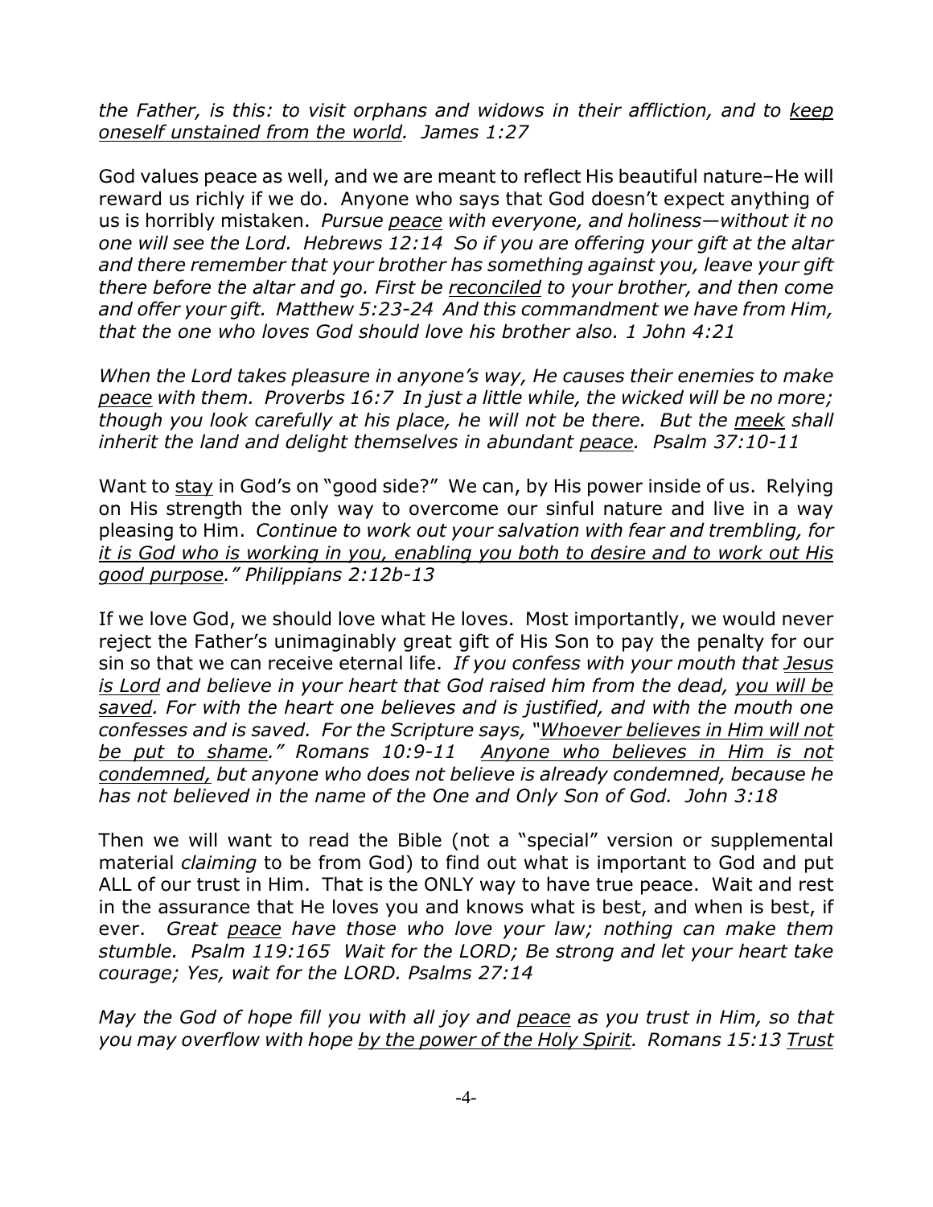*the Father, is this: to visit orphans and widows in their affliction, and to <u>keep oneself unstained from the world</u>. James 1:27*

God values peace as well, and we are meant to reflect His beautiful nature–He will reward us richly if we do. Anyone who says that God doesn't expect anything of us is horribly mistaken. *Pursue <u>peace</u> with everyone, and holiness—without it no one will see the Lord. Hebrews 12:14 So if you are offering your gift at the altar and there remember that your brother has something against you, leave your gift there before the altar and go. First be <u>reconciled</u> to your brother, and then come and offer your gift. Matthew 5:23-24 And this commandment we have from Him, that the one who loves God should love his brother also. 1 John 4:21*

*When the Lord takes pleasure in anyone's way, He causes their enemies to make <u>peace</u> with them. Proverbs 16:7 In just a little while, the wicked will be no more; though you look carefully at his place, he will not be there. But the <u>meek</u> shall inherit the land and delight themselves in abundant <u>peace</u>. Psalm 37:10-11*

Want to <u>stay</u> in God's on "good side?" We can, by His power inside of us. Relying on His strength the only way to overcome our sinful nature and live in a way pleasing to Him. *Continue to work out your salvation with fear and trembling, for <u>it is God who is working in you, enabling you both to desire and to work out His good purpose</u>." Philippians 2:12b-13*

If we love God, we should love what He loves. Most importantly, we would never reject the Father's unimaginably great gift of His Son to pay the penalty for our sin so that we can receive eternal life. *If you confess with your mouth that <u>Jesus is Lord</u> and believe in your heart that God raised him from the dead, <u>you will be saved</u>. For with the heart one believes and is justified, and with the mouth one confesses and is saved. For the Scripture says, "<u>Whoever believes in Him will not be put to shame</u>." Romans 10:9-11 <u>Anyone who believes in Him is not condemned,</u> but anyone who does not believe is already condemned, because he has not believed in the name of the One and Only Son of God. John 3:18*

Then we will want to read the Bible (not a "special" version or supplemental material *claiming* to be from God) to find out what is important to God and put ALL of our trust in Him. That is the ONLY way to have true peace. Wait and rest in the assurance that He loves you and knows what is best, and when is best, if ever. *Great <u>peace</u> have those who love your law; nothing can make them stumble. Psalm 119:165 Wait for the LORD; Be strong and let your heart take courage; Yes, wait for the LORD. Psalms 27:14*

*May the God of hope fill you with all joy and <u>peace</u> as you trust in Him, so that you may overflow with hope <u>by the power of the Holy Spirit</u>. Romans 15:13 <u>Trust</u>*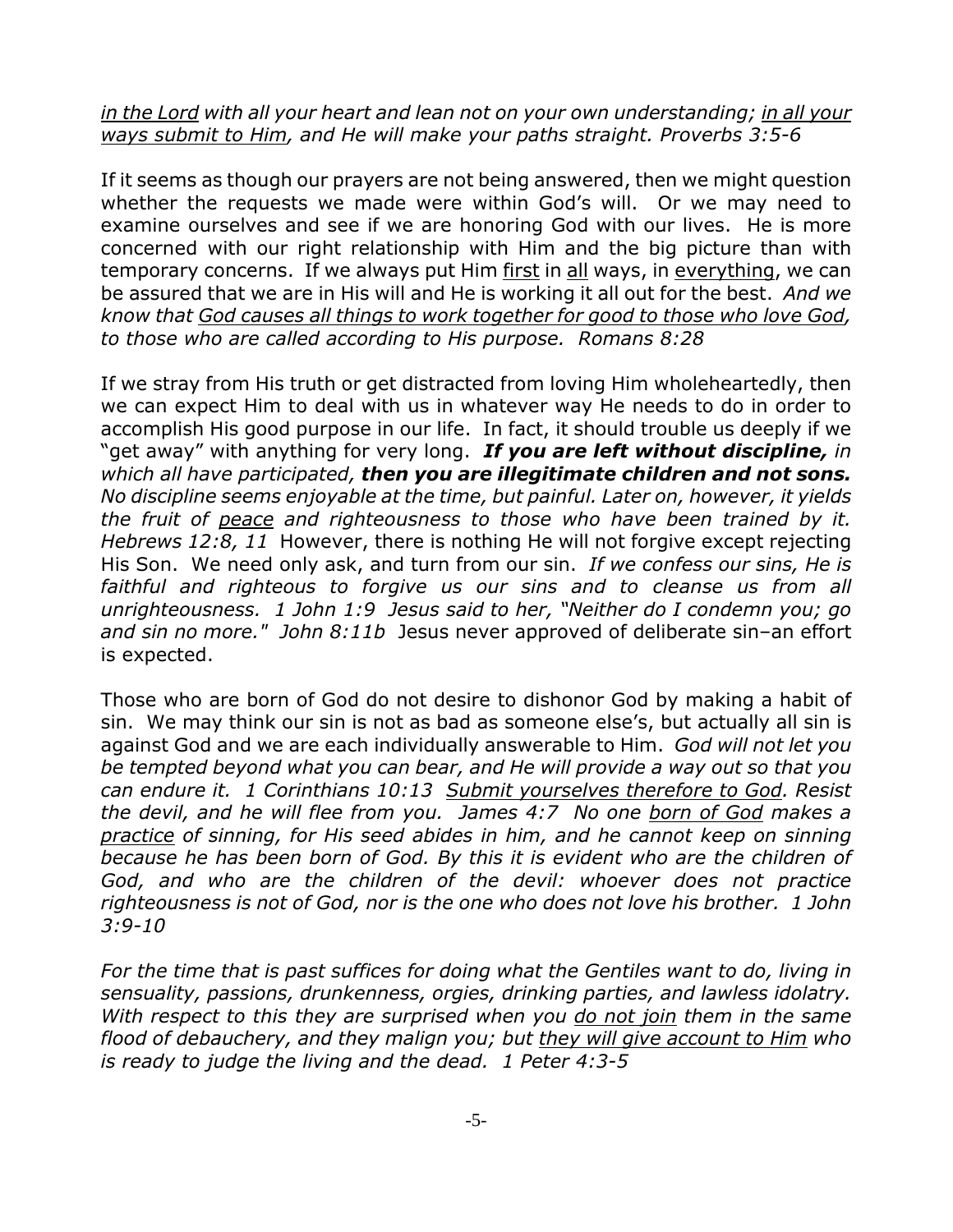*<u>in the Lord</u> with all your heart and lean not on your own understanding; <u>in all your ways submit to Him</u>, and He will make your paths straight. Proverbs 3:5-6*

If it seems as though our prayers are not being answered, then we might question whether the requests we made were within God's will. Or we may need to examine ourselves and see if we are honoring God with our lives. He is more concerned with our right relationship with Him and the big picture than with temporary concerns. If we always put Him <u>first</u> in <u>all</u> ways, in <u>everything</u>, we can be assured that we are in His will and He is working it all out for the best. *And we know that <u>God causes all things to work together for good to those who love God</u>, to those who are called according to His purpose. Romans 8:28*

If we stray from His truth or get distracted from loving Him wholeheartedly, then we can expect Him to deal with us in whatever way He needs to do in order to accomplish His good purpose in our life. In fact, it should trouble us deeply if we "get away" with anything for very long. ***If you are left without discipline,*** *in which all have participated,* ***then you are illegitimate children and not sons.*** *No discipline seems enjoyable at the time, but painful. Later on, however, it yields the fruit of <u>peace</u> and righteousness to those who have been trained by it. Hebrews 12:8, 11* However, there is nothing He will not forgive except rejecting His Son. We need only ask, and turn from our sin. *If we confess our sins, He is faithful and righteous to forgive us our sins and to cleanse us from all unrighteousness. 1 John 1:9 Jesus said to her, "Neither do I condemn you; go and sin no more." John 8:11b* Jesus never approved of deliberate sin–an effort is expected.

Those who are born of God do not desire to dishonor God by making a habit of sin. We may think our sin is not as bad as someone else's, but actually all sin is against God and we are each individually answerable to Him. *God will not let you be tempted beyond what you can bear, and He will provide a way out so that you can endure it. 1 Corinthians 10:13 <u>Submit yourselves therefore to God</u>. Resist the devil, and he will flee from you. James 4:7 No one <u>born of God</u> makes a <u>practice</u> of sinning, for His seed abides in him, and he cannot keep on sinning because he has been born of God. By this it is evident who are the children of God, and who are the children of the devil: whoever does not practice righteousness is not of God, nor is the one who does not love his brother. 1 John 3:9-10*

*For the time that is past suffices for doing what the Gentiles want to do, living in sensuality, passions, drunkenness, orgies, drinking parties, and lawless idolatry. With respect to this they are surprised when you <u>do not join</u> them in the same flood of debauchery, and they malign you; but <u>they will give account to Him</u> who is ready to judge the living and the dead. 1 Peter 4:3-5*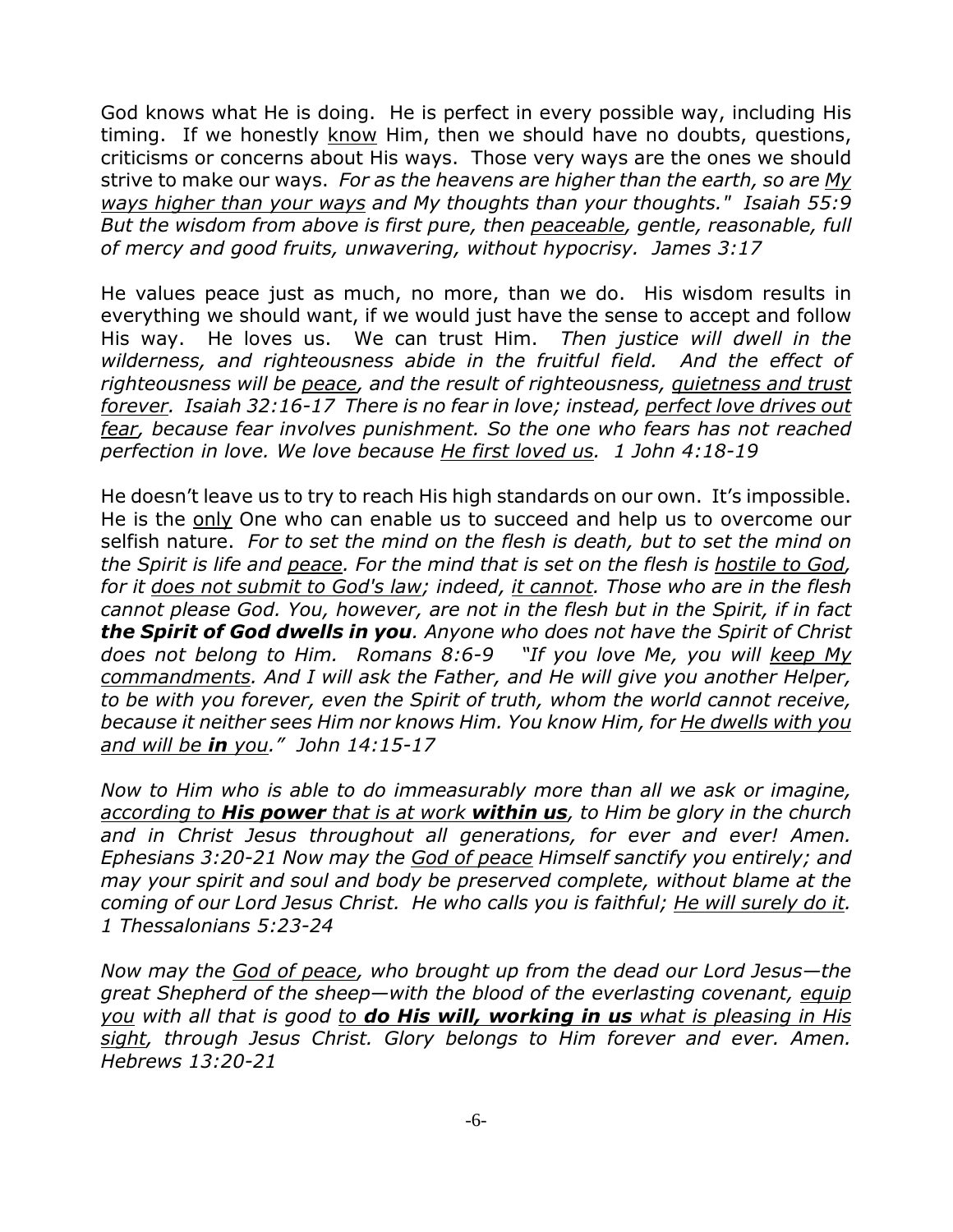God knows what He is doing. He is perfect in every possible way, including His timing. If we honestly <u>know</u> Him, then we should have no doubts, questions, criticisms or concerns about His ways. Those very ways are the ones we should strive to make our ways. *For as the heavens are higher than the earth, so are <u>My ways higher than your ways</u> and My thoughts than your thoughts." Isaiah 55:9 But the wisdom from above is first pure, then <u>peaceable</u>, gentle, reasonable, full of mercy and good fruits, unwavering, without hypocrisy. James 3:17*

He values peace just as much, no more, than we do. His wisdom results in everything we should want, if we would just have the sense to accept and follow His way. He loves us. We can trust Him. *Then justice will dwell in the wilderness, and righteousness abide in the fruitful field. And the effect of righteousness will be <u>peace</u>, and the result of righteousness, <u>quietness and trust forever</u>. Isaiah 32:16-17 There is no fear in love; instead, <u>perfect love drives out fear</u>, because fear involves punishment. So the one who fears has not reached perfection in love. We love because <u>He first loved us</u>. 1 John 4:18-19*

He doesn't leave us to try to reach His high standards on our own. It's impossible. He is the <u>only</u> One who can enable us to succeed and help us to overcome our selfish nature. *For to set the mind on the flesh is death, but to set the mind on the Spirit is life and <u>peace</u>. For the mind that is set on the flesh is <u>hostile to God</u>, for it <u>does not submit to God's law</u>; indeed, <u>it cannot</u>. Those who are in the flesh cannot please God. You, however, are not in the flesh but in the Spirit, if in fact **the Spirit of God dwells in you**. Anyone who does not have the Spirit of Christ does not belong to Him. Romans 8:6-9 "If you love Me, you will <u>keep My commandments</u>. And I will ask the Father, and He will give you another Helper, to be with you forever, even the Spirit of truth, whom the world cannot receive, because it neither sees Him nor knows Him. You know Him, for <u>He dwells with you and will be **in** you</u>." John 14:15-17*

*Now to Him who is able to do immeasurably more than all we ask or imagine, <u>according to **His power** that is at work **within us**</u>, to Him be glory in the church and in Christ Jesus throughout all generations, for ever and ever! Amen. Ephesians 3:20-21 Now may the <u>God of peace</u> Himself sanctify you entirely; and may your spirit and soul and body be preserved complete, without blame at the coming of our Lord Jesus Christ. He who calls you is faithful; <u>He will surely do it</u>. 1 Thessalonians 5:23-24*

*Now may the <u>God of peace</u>, who brought up from the dead our Lord Jesus—the great Shepherd of the sheep—with the blood of the everlasting covenant, <u>equip you</u> with all that is good <u>to **do His will, working in us** what is pleasing in His sight</u>, through Jesus Christ. Glory belongs to Him forever and ever. Amen. Hebrews 13:20-21*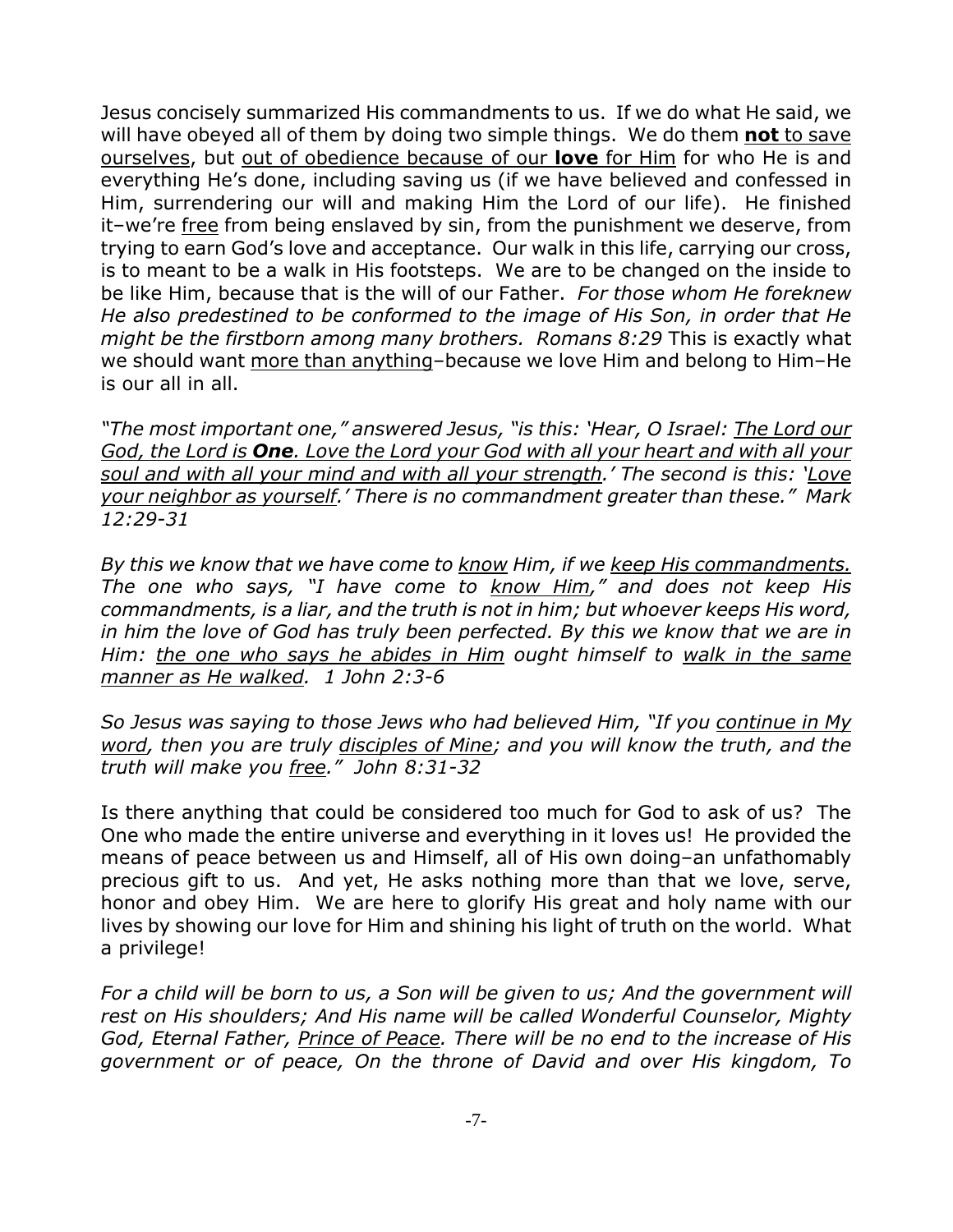Jesus concisely summarized His commandments to us. If we do what He said, we will have obeyed all of them by doing two simple things. We do them <u>**not** to save ourselves</u>, but <u>out of obedience because of our **love** for Him</u> for who He is and everything He's done, including saving us (if we have believed and confessed in Him, surrendering our will and making Him the Lord of our life). He finished it–we're <u>free</u> from being enslaved by sin, from the punishment we deserve, from trying to earn God's love and acceptance. Our walk in this life, carrying our cross, is to meant to be a walk in His footsteps. We are to be changed on the inside to be like Him, because that is the will of our Father. *For those whom He foreknew He also predestined to be conformed to the image of His Son, in order that He might be the firstborn among many brothers. Romans 8:29* This is exactly what we should want <u>more than anything</u>–because we love Him and belong to Him–He is our all in all.

*"The most important one," answered Jesus, "is this: 'Hear, O Israel: <u>The Lord our God, the Lord is **One**</u>. <u>Love the Lord your God with all your heart and with all your soul and with all your mind and with all your strength</u>.' The second is this: '<u>Love your neighbor as yourself</u>.' There is no commandment greater than these." Mark 12:29-31*

*By this we know that we have come to <u>know</u> Him, if we <u>keep His commandments.</u> The one who says, "I have come to <u>know Him</u>," and does not keep His commandments, is a liar, and the truth is not in him; but whoever keeps His word, in him the love of God has truly been perfected. By this we know that we are in Him: <u>the one who says he abides in Him</u> ought himself to <u>walk in the same manner as He walked</u>. 1 John 2:3-6*

*So Jesus was saying to those Jews who had believed Him, "If you <u>continue in My word</u>, then you are truly <u>disciples of Mine</u>; and you will know the truth, and the truth will make you <u>free</u>." John 8:31-32*

Is there anything that could be considered too much for God to ask of us? The One who made the entire universe and everything in it loves us! He provided the means of peace between us and Himself, all of His own doing–an unfathomably precious gift to us. And yet, He asks nothing more than that we love, serve, honor and obey Him. We are here to glorify His great and holy name with our lives by showing our love for Him and shining his light of truth on the world. What a privilege!

*For a child will be born to us, a Son will be given to us; And the government will rest on His shoulders; And His name will be called Wonderful Counselor, Mighty God, Eternal Father, <u>Prince of Peace</u>. There will be no end to the increase of His government or of peace, On the throne of David and over His kingdom, To*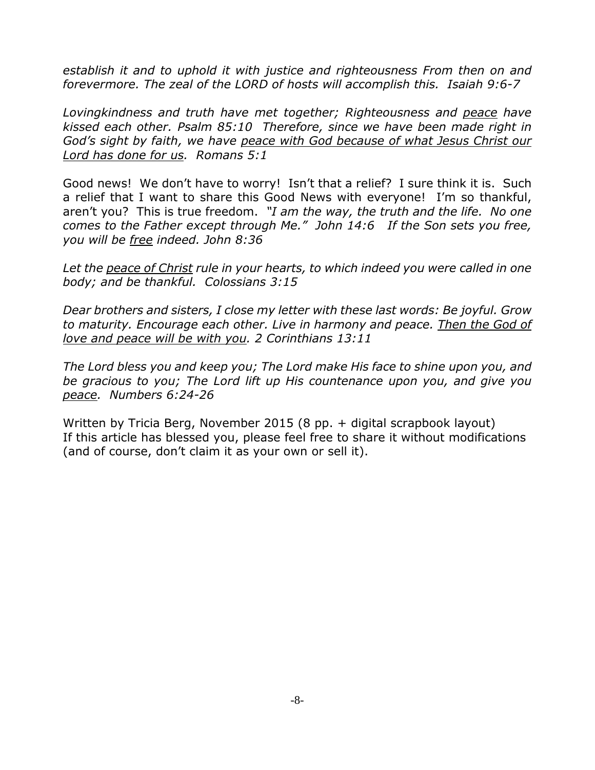*establish it and to uphold it with justice and righteousness From then on and forevermore. The zeal of the LORD of hosts will accomplish this. Isaiah 9:6-7*

*Lovingkindness and truth have met together; Righteousness and <u>peace</u> have kissed each other. Psalm 85:10 Therefore, since we have been made right in God's sight by faith, we have <u>peace with God because of what Jesus Christ our Lord has done for us</u>. Romans 5:1*

Good news! We don't have to worry! Isn't that a relief? I sure think it is. Such a relief that I want to share this Good News with everyone! I'm so thankful, aren't you? This is true freedom. *"I am the way, the truth and the life. No one comes to the Father except through Me." John 14:6 If the Son sets you free, you will be <u>free</u> indeed. John 8:36*

*Let the <u>peace of Christ</u> rule in your hearts, to which indeed you were called in one body; and be thankful. Colossians 3:15*

*Dear brothers and sisters, I close my letter with these last words: Be joyful. Grow to maturity. Encourage each other. Live in harmony and peace. <u>Then the God of love and peace will be with you</u>. 2 Corinthians 13:11*

*The Lord bless you and keep you; The Lord make His face to shine upon you, and be gracious to you; The Lord lift up His countenance upon you, and give you <u>peace</u>. Numbers 6:24-26*

Written by Tricia Berg, November 2015 (8 pp. + digital scrapbook layout)
If this article has blessed you, please feel free to share it without modifications (and of course, don't claim it as your own or sell it).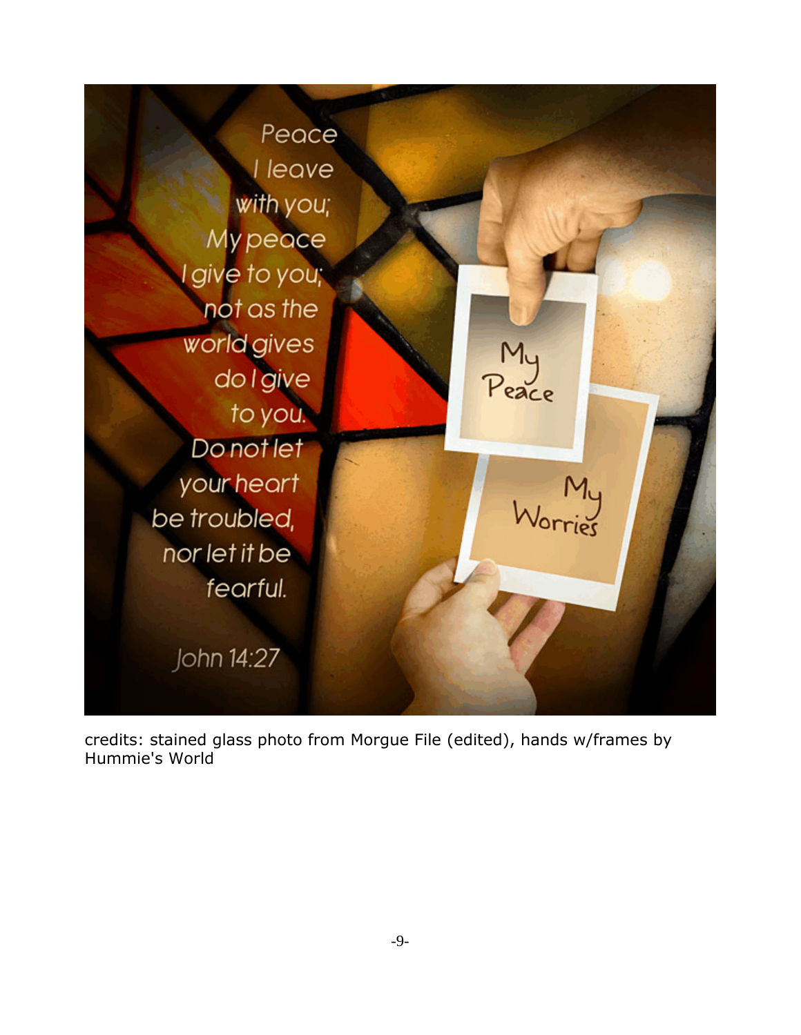Peace I leave with you; My peace I give to you; not as the world gives do I give to you. Do not let your heart be troubled, nor let it be fearful.

John 14:27

My Peace

My Worries

credits: stained glass photo from Morgue File (edited), hands w/frames by Hummie's World